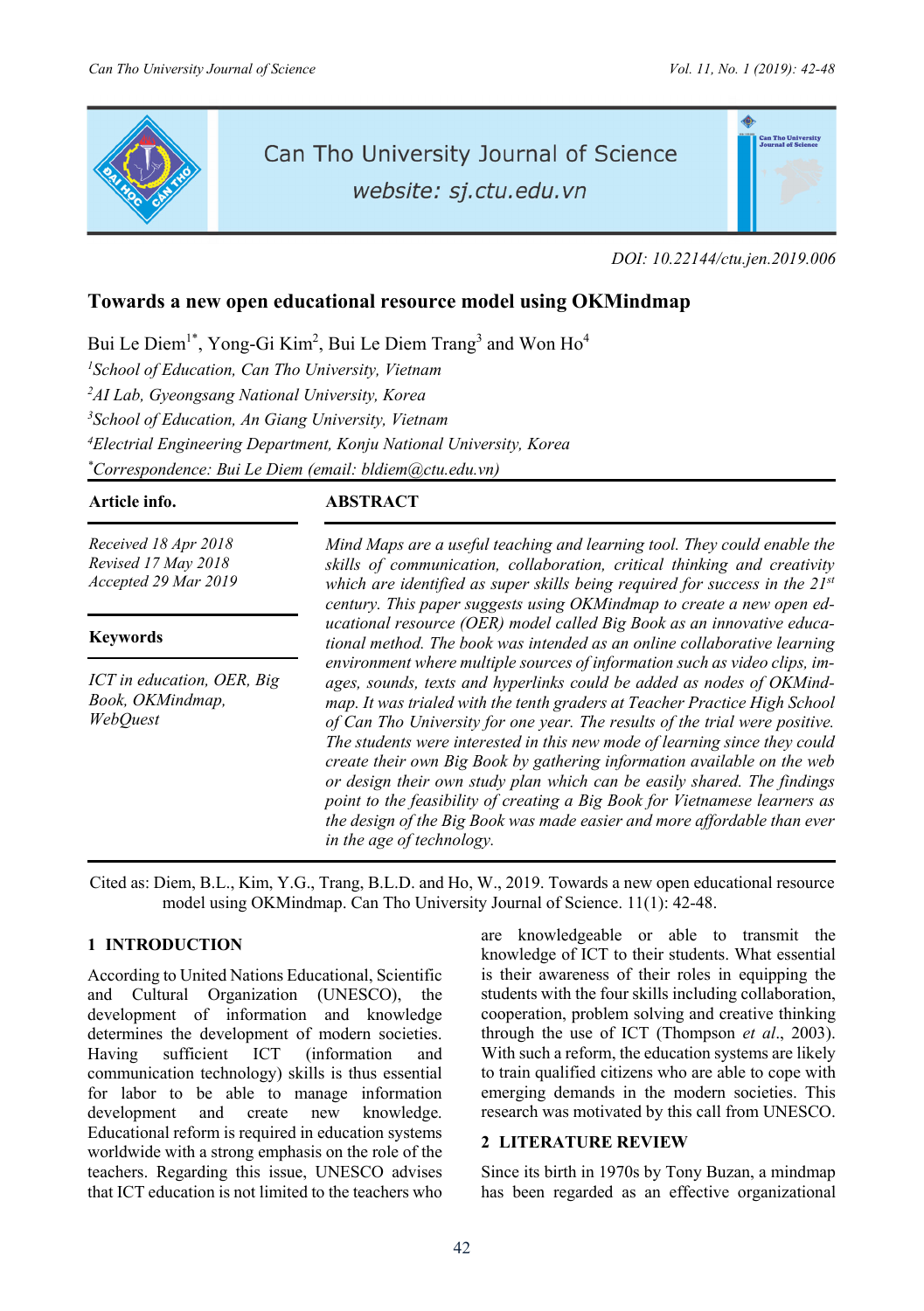DOI: 10.22144/ctu.jen.2019.006

# Towards a new open educational resource model using OKMindmap

Bui Le Diem[1*], Yong-Gi Kim[2], Bui Le Diem Trang[3] and Won Ho[4]

[1]*School of Education, Can Tho University, Vietnam*
[2]*AI Lab, Gyeongsang National University, Korea*
[3]*School of Education, An Giang University, Vietnam*
[4]*Electrial Engineering Department, Konju National University, Korea*
[*]*Correspondence: Bui Le Diem (email: bldiem@ctu.edu.vn)*

**Article info.**

*Received 18 Apr 2018*
*Revised 17 May 2018*
*Accepted 29 Mar 2019*

**Keywords**

*ICT in education, OER, Big Book, OKMindmap, WebQuest*

**ABSTRACT**

*Mind Maps are a useful teaching and learning tool. They could enable the skills of communication, collaboration, critical thinking and creativity which are identified as super skills being required for success in the 21st century. This paper suggests using OKMindmap to create a new open educational resource (OER) model called Big Book as an innovative educational method. The book was intended as an online collaborative learning environment where multiple sources of information such as video clips, images, sounds, texts and hyperlinks could be added as nodes of OKMindmap. It was trialed with the tenth graders at Teacher Practice High School of Can Tho University for one year. The results of the trial were positive. The students were interested in this new mode of learning since they could create their own Big Book by gathering information available on the web or design their own study plan which can be easily shared. The findings point to the feasibility of creating a Big Book for Vietnamese learners as the design of the Big Book was made easier and more affordable than ever in the age of technology.*

Cited as: Diem, B.L., Kim, Y.G., Trang, B.L.D. and Ho, W., 2019. Towards a new open educational resource model using OKMindmap. Can Tho University Journal of Science. 11(1): 42-48.

## 1 INTRODUCTION

According to United Nations Educational, Scientific and Cultural Organization (UNESCO), the development of information and knowledge determines the development of modern societies. Having sufficient ICT (information and communication technology) skills is thus essential for labor to be able to manage information development and create new knowledge. Educational reform is required in education systems worldwide with a strong emphasis on the role of the teachers. Regarding this issue, UNESCO advises that ICT education is not limited to the teachers who are knowledgeable or able to transmit the knowledge of ICT to their students. What essential is their awareness of their roles in equipping the students with the four skills including collaboration, cooperation, problem solving and creative thinking through the use of ICT (Thompson *et al*., 2003). With such a reform, the education systems are likely to train qualified citizens who are able to cope with emerging demands in the modern societies. This research was motivated by this call from UNESCO.

## 2 LITERATURE REVIEW

Since its birth in 1970s by Tony Buzan, a mindmap has been regarded as an effective organizational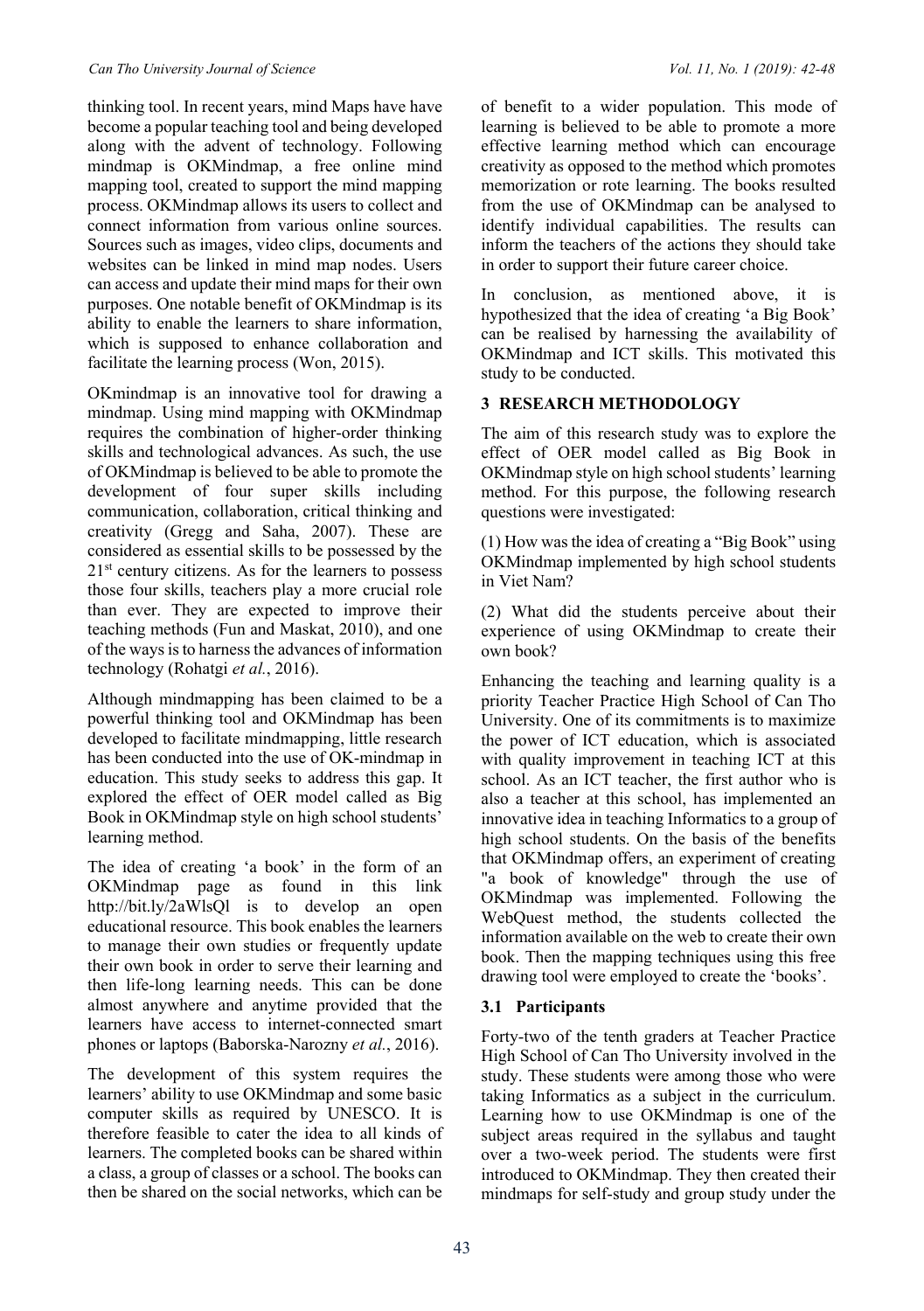thinking tool. In recent years, mind Maps have have become a popular teaching tool and being developed along with the advent of technology. Following mindmap is OKMindmap, a free online mind mapping tool, created to support the mind mapping process. OKMindmap allows its users to collect and connect information from various online sources. Sources such as images, video clips, documents and websites can be linked in mind map nodes. Users can access and update their mind maps for their own purposes. One notable benefit of OKMindmap is its ability to enable the learners to share information, which is supposed to enhance collaboration and facilitate the learning process (Won, 2015).

OKmindmap is an innovative tool for drawing a mindmap. Using mind mapping with OKMindmap requires the combination of higher-order thinking skills and technological advances. As such, the use of OKMindmap is believed to be able to promote the development of four super skills including communication, collaboration, critical thinking and creativity (Gregg and Saha, 2007). These are considered as essential skills to be possessed by the 21st century citizens. As for the learners to possess those four skills, teachers play a more crucial role than ever. They are expected to improve their teaching methods (Fun and Maskat, 2010), and one of the ways is to harness the advances of information technology (Rohatgi *et al.*, 2016).

Although mindmapping has been claimed to be a powerful thinking tool and OKMindmap has been developed to facilitate mindmapping, little research has been conducted into the use of OK-mindmap in education. This study seeks to address this gap. It explored the effect of OER model called as Big Book in OKMindmap style on high school students' learning method.

The idea of creating 'a book' in the form of an OKMindmap page as found in this link http://bit.ly/2aWlsQl is to develop an open educational resource. This book enables the learners to manage their own studies or frequently update their own book in order to serve their learning and then life-long learning needs. This can be done almost anywhere and anytime provided that the learners have access to internet-connected smart phones or laptops (Baborska-Narozny *et al.*, 2016).

The development of this system requires the learners' ability to use OKMindmap and some basic computer skills as required by UNESCO. It is therefore feasible to cater the idea to all kinds of learners. The completed books can be shared within a class, a group of classes or a school. The books can then be shared on the social networks, which can be of benefit to a wider population. This mode of learning is believed to be able to promote a more effective learning method which can encourage creativity as opposed to the method which promotes memorization or rote learning. The books resulted from the use of OKMindmap can be analysed to identify individual capabilities. The results can inform the teachers of the actions they should take in order to support their future career choice.

In conclusion, as mentioned above, it is hypothesized that the idea of creating 'a Big Book' can be realised by harnessing the availability of OKMindmap and ICT skills. This motivated this study to be conducted.

## 3 RESEARCH METHODOLOGY

The aim of this research study was to explore the effect of OER model called as Big Book in OKMindmap style on high school students' learning method. For this purpose, the following research questions were investigated:

(1) How was the idea of creating a "Big Book" using OKMindmap implemented by high school students in Viet Nam?

(2) What did the students perceive about their experience of using OKMindmap to create their own book?

Enhancing the teaching and learning quality is a priority Teacher Practice High School of Can Tho University. One of its commitments is to maximize the power of ICT education, which is associated with quality improvement in teaching ICT at this school. As an ICT teacher, the first author who is also a teacher at this school, has implemented an innovative idea in teaching Informatics to a group of high school students. On the basis of the benefits that OKMindmap offers, an experiment of creating "a book of knowledge" through the use of OKMindmap was implemented. Following the WebQuest method, the students collected the information available on the web to create their own book. Then the mapping techniques using this free drawing tool were employed to create the 'books'.

### 3.1 Participants

Forty-two of the tenth graders at Teacher Practice High School of Can Tho University involved in the study. These students were among those who were taking Informatics as a subject in the curriculum. Learning how to use OKMindmap is one of the subject areas required in the syllabus and taught over a two-week period. The students were first introduced to OKMindmap. They then created their mindmaps for self-study and group study under the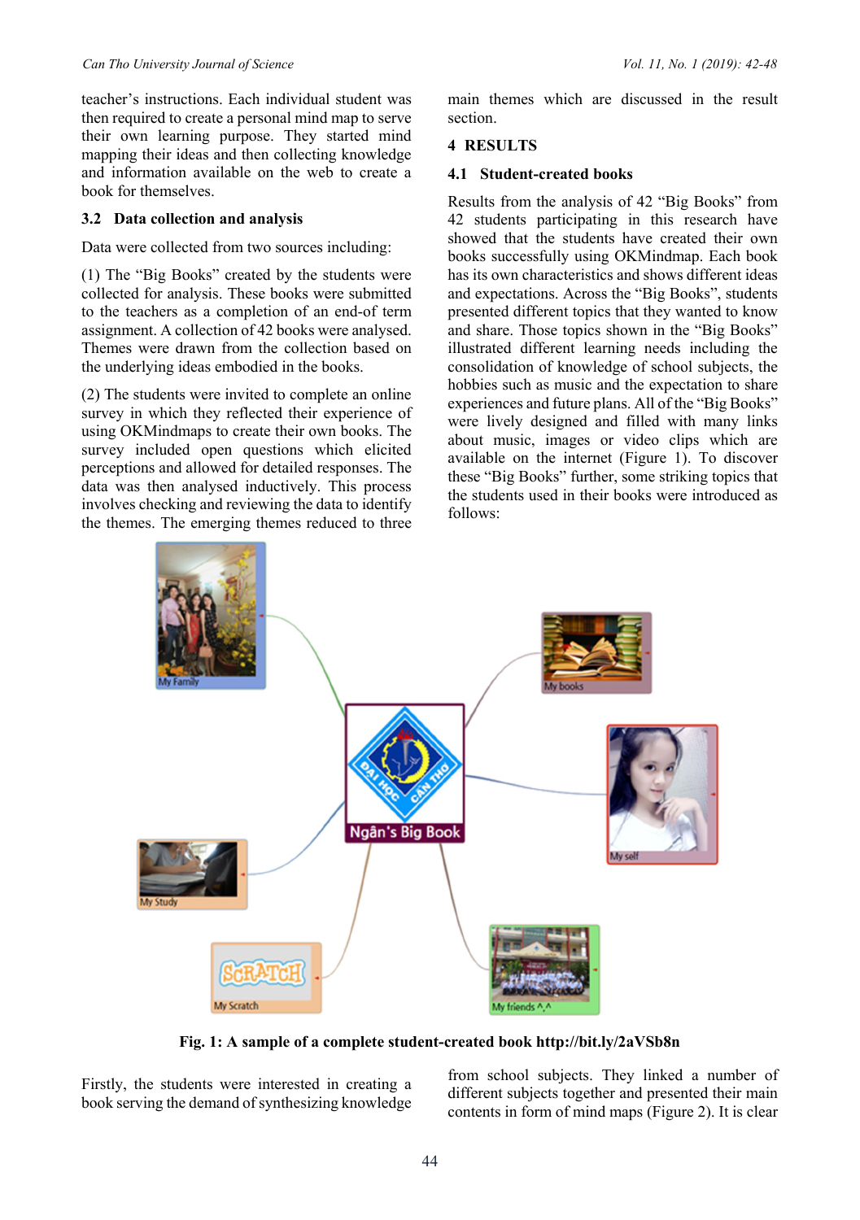teacher's instructions. Each individual student was then required to create a personal mind map to serve their own learning purpose. They started mind mapping their ideas and then collecting knowledge and information available on the web to create a book for themselves.

### 3.2 Data collection and analysis

Data were collected from two sources including:

(1) The "Big Books" created by the students were collected for analysis. These books were submitted to the teachers as a completion of an end-of term assignment. A collection of 42 books were analysed. Themes were drawn from the collection based on the underlying ideas embodied in the books.

(2) The students were invited to complete an online survey in which they reflected their experience of using OKMindmaps to create their own books. The survey included open questions which elicited perceptions and allowed for detailed responses. The data was then analysed inductively. This process involves checking and reviewing the data to identify the themes. The emerging themes reduced to three main themes which are discussed in the result section.

## 4 RESULTS

### 4.1 Student-created books

Results from the analysis of 42 "Big Books" from 42 students participating in this research have showed that the students have created their own books successfully using OKMindmap. Each book has its own characteristics and shows different ideas and expectations. Across the "Big Books", students presented different topics that they wanted to know and share. Those topics shown in the "Big Books" illustrated different learning needs including the consolidation of knowledge of school subjects, the hobbies such as music and the expectation to share experiences and future plans. All of the "Big Books" were lively designed and filled with many links about music, images or video clips which are available on the internet (Figure 1). To discover these "Big Books" further, some striking topics that the students used in their books were introduced as follows:

**Fig. 1: A sample of a complete student-created book http://bit.ly/2aVSb8n**

Firstly, the students were interested in creating a book serving the demand of synthesizing knowledge from school subjects. They linked a number of different subjects together and presented their main contents in form of mind maps (Figure 2). It is clear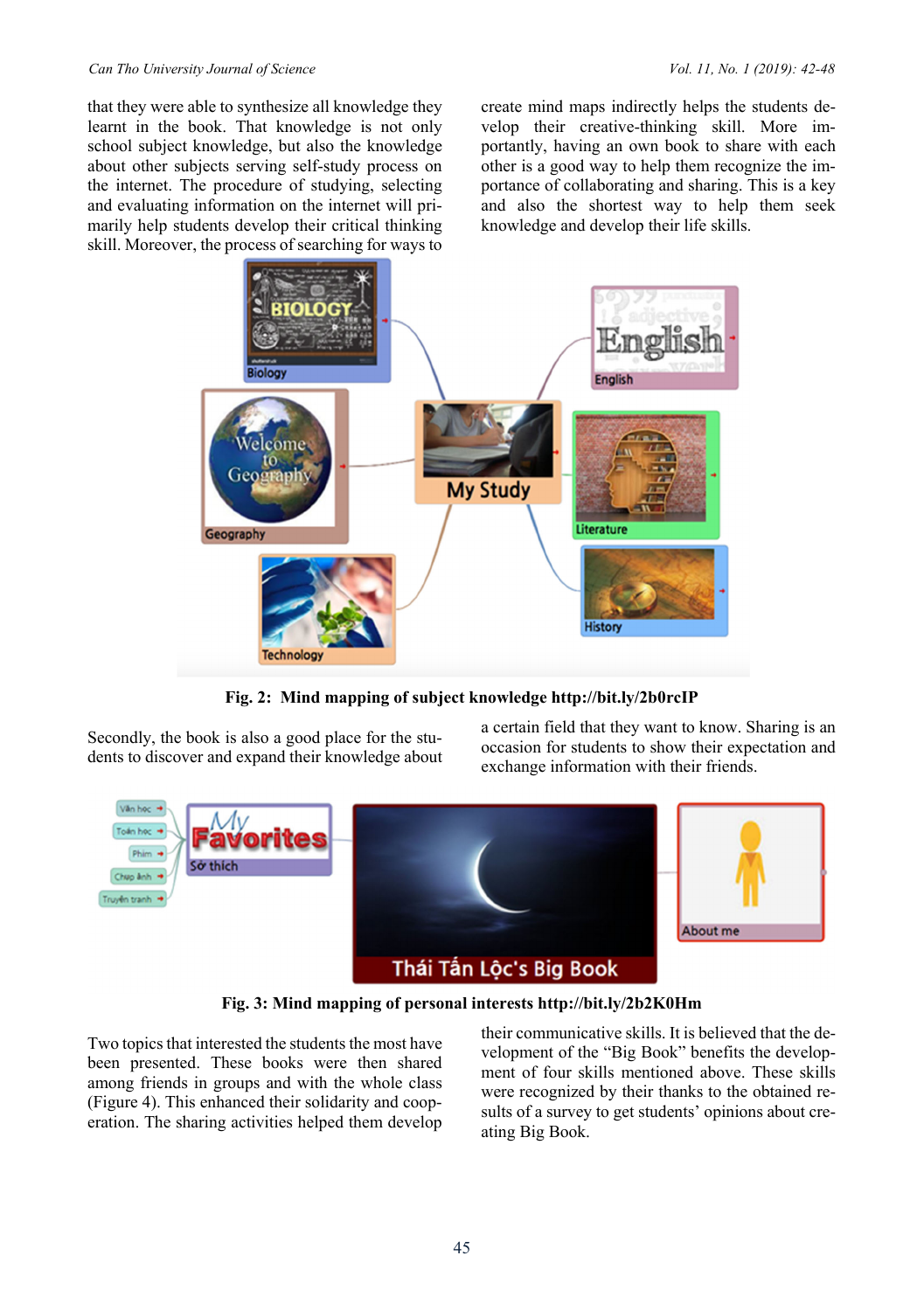that they were able to synthesize all knowledge they learnt in the book. That knowledge is not only school subject knowledge, but also the knowledge about other subjects serving self-study process on the internet. The procedure of studying, selecting and evaluating information on the internet will primarily help students develop their critical thinking skill. Moreover, the process of searching for ways to create mind maps indirectly helps the students develop their creative-thinking skill. More importantly, having an own book to share with each other is a good way to help them recognize the importance of collaborating and sharing. This is a key and also the shortest way to help them seek knowledge and develop their life skills.

**Fig. 2: Mind mapping of subject knowledge http://bit.ly/2b0rcIP**

Secondly, the book is also a good place for the students to discover and expand their knowledge about a certain field that they want to know. Sharing is an occasion for students to show their expectation and exchange information with their friends.

**Fig. 3: Mind mapping of personal interests http://bit.ly/2b2K0Hm**

Two topics that interested the students the most have been presented. These books were then shared among friends in groups and with the whole class (Figure 4). This enhanced their solidarity and cooperation. The sharing activities helped them develop their communicative skills. It is believed that the development of the "Big Book" benefits the development of four skills mentioned above. These skills were recognized by their thanks to the obtained results of a survey to get students' opinions about creating Big Book.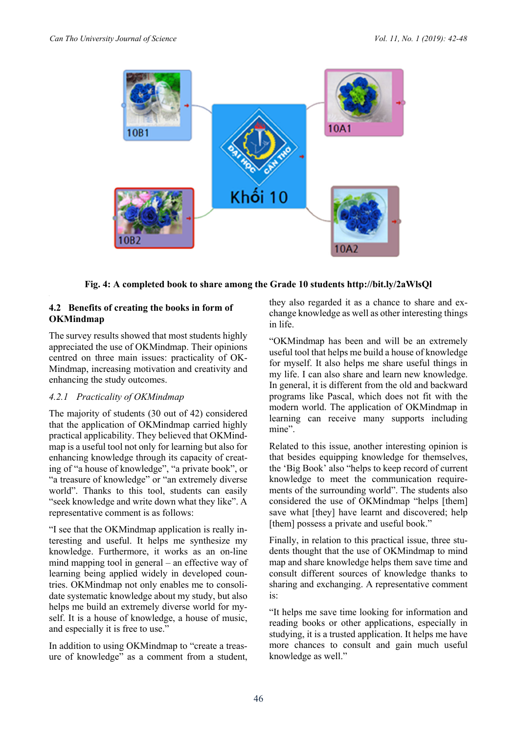Fig. 4: A completed book to share among the Grade 10 students http://bit.ly/2aWlsQl

### 4.2 Benefits of creating the books in form of OKMindmap

The survey results showed that most students highly appreciated the use of OKMindmap. Their opinions centred on three main issues: practicality of OKMindmap, increasing motivation and creativity and enhancing the study outcomes.

#### *4.2.1 Practicality of OKMindmap*

The majority of students (30 out of 42) considered that the application of OKMindmap carried highly practical applicability. They believed that OKMindmap is a useful tool not only for learning but also for enhancing knowledge through its capacity of creating of "a house of knowledge", "a private book", or "a treasure of knowledge" or "an extremely diverse world". Thanks to this tool, students can easily "seek knowledge and write down what they like". A representative comment is as follows:

"I see that the OKMindmap application is really interesting and useful. It helps me synthesize my knowledge. Furthermore, it works as an on-line mind mapping tool in general – an effective way of learning being applied widely in developed countries. OKMindmap not only enables me to consolidate systematic knowledge about my study, but also helps me build an extremely diverse world for myself. It is a house of knowledge, a house of music, and especially it is free to use."

In addition to using OKMindmap to "create a treasure of knowledge" as a comment from a student, they also regarded it as a chance to share and exchange knowledge as well as other interesting things in life.

"OKMindmap has been and will be an extremely useful tool that helps me build a house of knowledge for myself. It also helps me share useful things in my life. I can also share and learn new knowledge. In general, it is different from the old and backward programs like Pascal, which does not fit with the modern world. The application of OKMindmap in learning can receive many supports including mine".

Related to this issue, another interesting opinion is that besides equipping knowledge for themselves, the 'Big Book' also "helps to keep record of current knowledge to meet the communication requirements of the surrounding world". The students also considered the use of OKMindmap "helps [them] save what [they] have learnt and discovered; help [them] possess a private and useful book."

Finally, in relation to this practical issue, three students thought that the use of OKMindmap to mind map and share knowledge helps them save time and consult different sources of knowledge thanks to sharing and exchanging. A representative comment is:

"It helps me save time looking for information and reading books or other applications, especially in studying, it is a trusted application. It helps me have more chances to consult and gain much useful knowledge as well."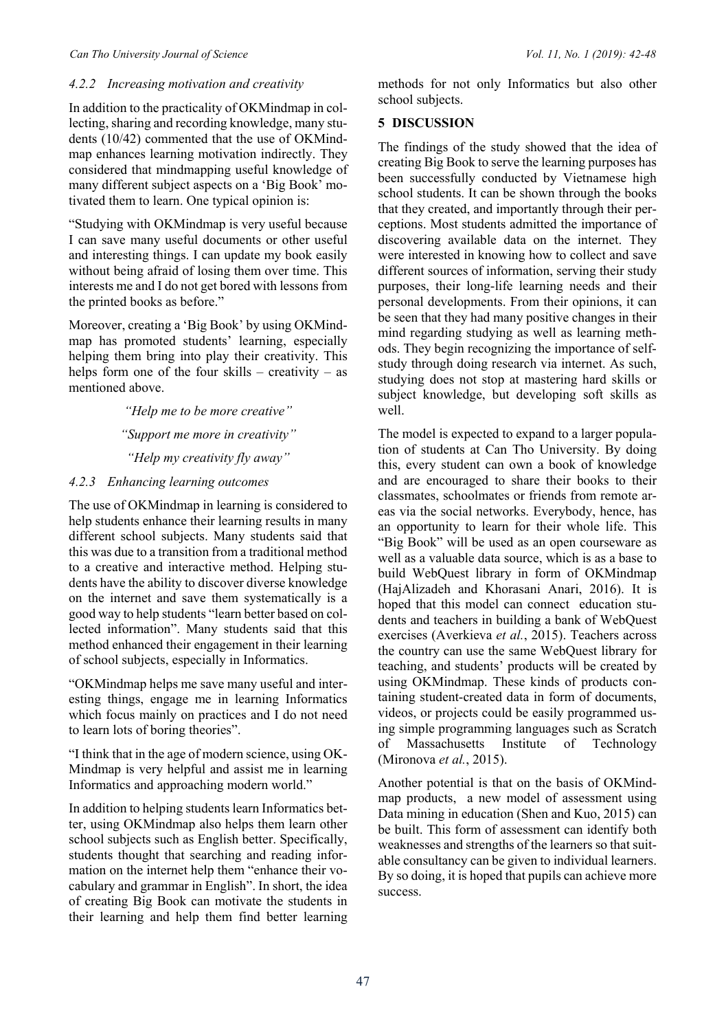#### 4.2.2 Increasing motivation and creativity

In addition to the practicality of OKMindmap in collecting, sharing and recording knowledge, many students (10/42) commented that the use of OKMindmap enhances learning motivation indirectly. They considered that mindmapping useful knowledge of many different subject aspects on a 'Big Book' motivated them to learn. One typical opinion is:

"Studying with OKMindmap is very useful because I can save many useful documents or other useful and interesting things. I can update my book easily without being afraid of losing them over time. This interests me and I do not get bored with lessons from the printed books as before."

Moreover, creating a 'Big Book' by using OKMindmap has promoted students' learning, especially helping them bring into play their creativity. This helps form one of the four skills – creativity – as mentioned above.

*"Help me to be more creative"*

*"Support me more in creativity"*

*"Help my creativity fly away"*

#### 4.2.3 Enhancing learning outcomes

The use of OKMindmap in learning is considered to help students enhance their learning results in many different school subjects. Many students said that this was due to a transition from a traditional method to a creative and interactive method. Helping students have the ability to discover diverse knowledge on the internet and save them systematically is a good way to help students "learn better based on collected information". Many students said that this method enhanced their engagement in their learning of school subjects, especially in Informatics.

"OKMindmap helps me save many useful and interesting things, engage me in learning Informatics which focus mainly on practices and I do not need to learn lots of boring theories".

"I think that in the age of modern science, using OKMindmap is very helpful and assist me in learning Informatics and approaching modern world."

In addition to helping students learn Informatics better, using OKMindmap also helps them learn other school subjects such as English better. Specifically, students thought that searching and reading information on the internet help them "enhance their vocabulary and grammar in English". In short, the idea of creating Big Book can motivate the students in their learning and help them find better learning methods for not only Informatics but also other school subjects.

## 5 DISCUSSION

The findings of the study showed that the idea of creating Big Book to serve the learning purposes has been successfully conducted by Vietnamese high school students. It can be shown through the books that they created, and importantly through their perceptions. Most students admitted the importance of discovering available data on the internet. They were interested in knowing how to collect and save different sources of information, serving their study purposes, their long-life learning needs and their personal developments. From their opinions, it can be seen that they had many positive changes in their mind regarding studying as well as learning methods. They begin recognizing the importance of self-study through doing research via internet. As such, studying does not stop at mastering hard skills or subject knowledge, but developing soft skills as well.

The model is expected to expand to a larger population of students at Can Tho University. By doing this, every student can own a book of knowledge and are encouraged to share their books to their classmates, schoolmates or friends from remote areas via the social networks. Everybody, hence, has an opportunity to learn for their whole life. This "Big Book" will be used as an open courseware as well as a valuable data source, which is as a base to build WebQuest library in form of OKMindmap (HajAlizadeh and Khorasani Anari, 2016). It is hoped that this model can connect education students and teachers in building a bank of WebQuest exercises (Averkieva *et al.*, 2015). Teachers across the country can use the same WebQuest library for teaching, and students' products will be created by using OKMindmap. These kinds of products containing student-created data in form of documents, videos, or projects could be easily programmed using simple programming languages such as Scratch of Massachusetts Institute of Technology (Mironova *et al.*, 2015).

Another potential is that on the basis of OKMindmap products, a new model of assessment using Data mining in education (Shen and Kuo, 2015) can be built. This form of assessment can identify both weaknesses and strengths of the learners so that suitable consultancy can be given to individual learners. By so doing, it is hoped that pupils can achieve more success.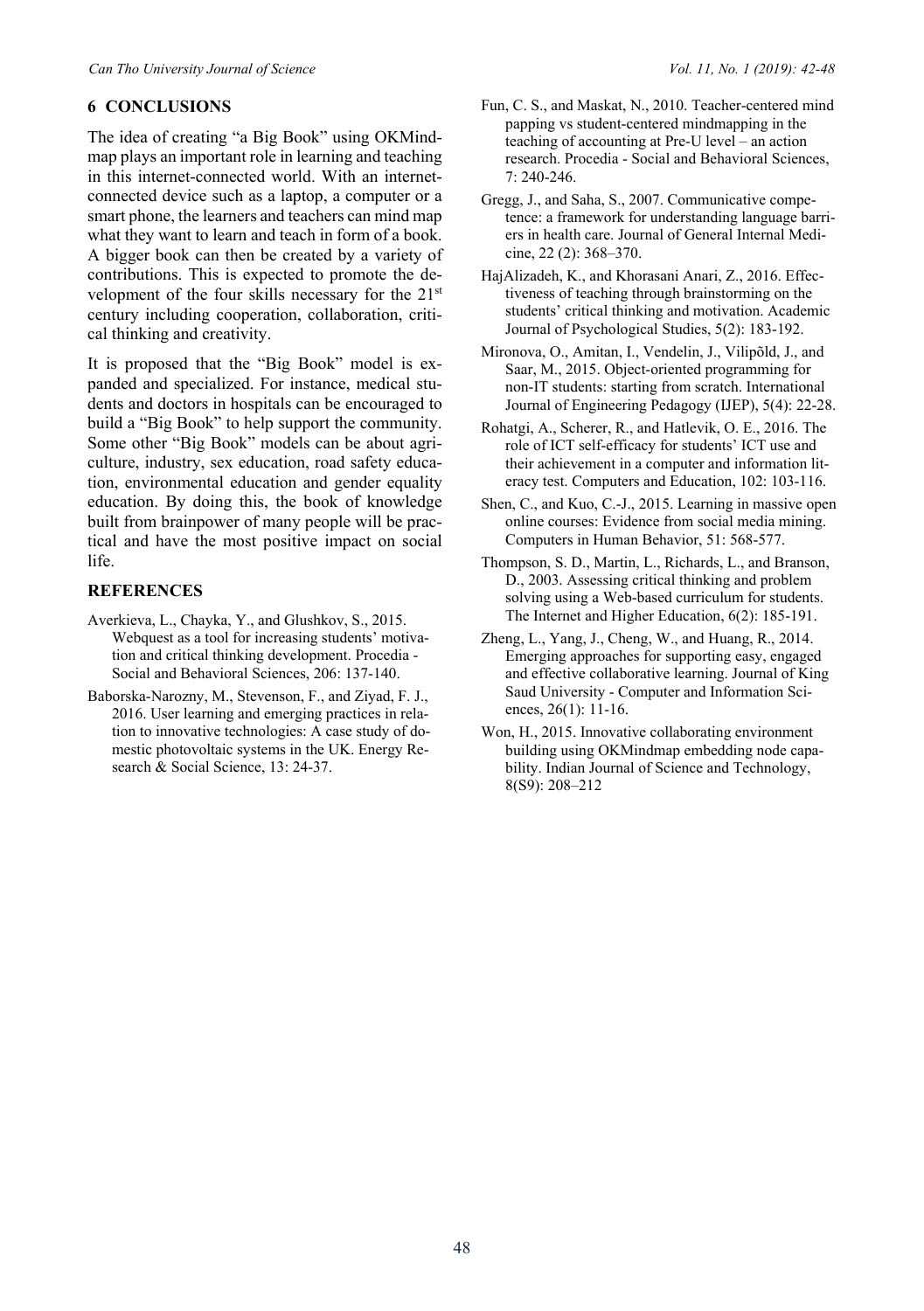## 6 CONCLUSIONS

The idea of creating "a Big Book" using OKMindmap plays an important role in learning and teaching in this internet-connected world. With an internet-connected device such as a laptop, a computer or a smart phone, the learners and teachers can mind map what they want to learn and teach in form of a book. A bigger book can then be created by a variety of contributions. This is expected to promote the development of the four skills necessary for the 21[st] century including cooperation, collaboration, critical thinking and creativity.

It is proposed that the "Big Book" model is expanded and specialized. For instance, medical students and doctors in hospitals can be encouraged to build a "Big Book" to help support the community. Some other "Big Book" models can be about agriculture, industry, sex education, road safety education, environmental education and gender equality education. By doing this, the book of knowledge built from brainpower of many people will be practical and have the most positive impact on social life.

## REFERENCES

Averkieva, L., Chayka, Y., and Glushkov, S., 2015. Webquest as a tool for increasing students' motivation and critical thinking development. Procedia - Social and Behavioral Sciences, 206: 137-140.

Baborska-Narozny, M., Stevenson, F., and Ziyad, F. J., 2016. User learning and emerging practices in relation to innovative technologies: A case study of domestic photovoltaic systems in the UK. Energy Research & Social Science, 13: 24-37.

Fun, C. S., and Maskat, N., 2010. Teacher-centered mind papping vs student-centered mindmapping in the teaching of accounting at Pre-U level – an action research. Procedia - Social and Behavioral Sciences, 7: 240-246.

Gregg, J., and Saha, S., 2007. Communicative competence: a framework for understanding language barriers in health care. Journal of General Internal Medicine, 22 (2): 368–370.

HajAlizadeh, K., and Khorasani Anari, Z., 2016. Effectiveness of teaching through brainstorming on the students' critical thinking and motivation. Academic Journal of Psychological Studies, 5(2): 183-192.

Mironova, O., Amitan, I., Vendelin, J., Vilipõld, J., and Saar, M., 2015. Object-oriented programming for non-IT students: starting from scratch. International Journal of Engineering Pedagogy (IJEP), 5(4): 22-28.

Rohatgi, A., Scherer, R., and Hatlevik, O. E., 2016. The role of ICT self-efficacy for students' ICT use and their achievement in a computer and information literacy test. Computers and Education, 102: 103-116.

Shen, C., and Kuo, C.-J., 2015. Learning in massive open online courses: Evidence from social media mining. Computers in Human Behavior, 51: 568-577.

Thompson, S. D., Martin, L., Richards, L., and Branson, D., 2003. Assessing critical thinking and problem solving using a Web-based curriculum for students. The Internet and Higher Education, 6(2): 185-191.

Zheng, L., Yang, J., Cheng, W., and Huang, R., 2014. Emerging approaches for supporting easy, engaged and effective collaborative learning. Journal of King Saud University - Computer and Information Sciences, 26(1): 11-16.

Won, H., 2015. Innovative collaborating environment building using OKMindmap embedding node capability. Indian Journal of Science and Technology, 8(S9): 208–212